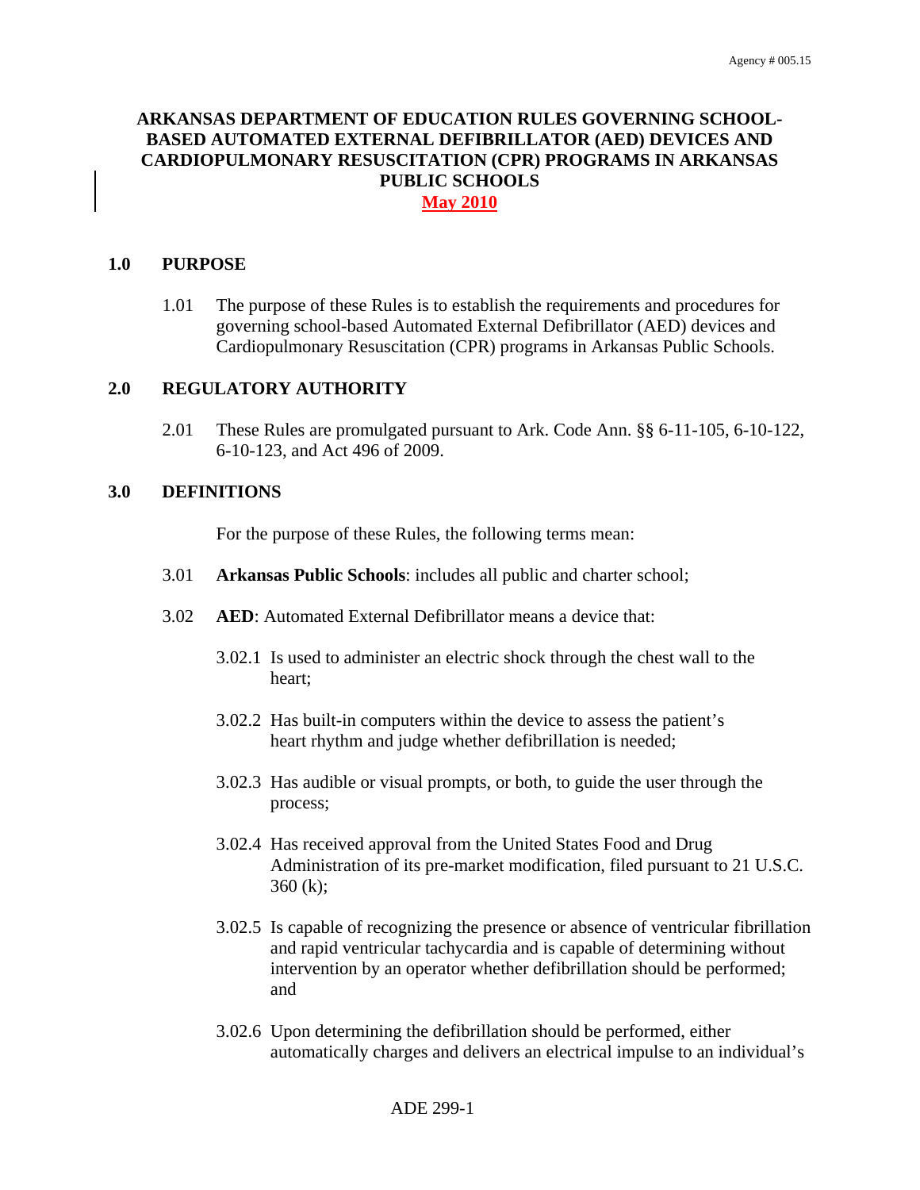# ARKANSAS DEPARTMENT OF EDUCATION RULES GOVERNING SCHOOL-BASED AUTOMATED EXTERNAL DEFIBRILLATOR (AED) DEVICES AND CARDIOPULMONARY RESUSCITATION (CPR) PROGRAMS IN ARKANSAS PUBLIC SCHOOLS

**May 2010**

## 1.0 PURPOSE

1.01 The purpose of these Rules is to establish the requirements and procedures for governing school-based Automated External Defibrillator (AED) devices and Cardiopulmonary Resuscitation (CPR) programs in Arkansas Public Schools.

## 2.0 REGULATORY AUTHORITY

2.01 These Rules are promulgated pursuant to Ark. Code Ann. §§ 6-11-105, 6-10-122, 6-10-123, and Act 496 of 2009.

## 3.0 DEFINITIONS

For the purpose of these Rules, the following terms mean:

3.01 **Arkansas Public Schools**: includes all public and charter school;

3.02 **AED**: Automated External Defibrillator means a device that:

3.02.1 Is used to administer an electric shock through the chest wall to the heart;

3.02.2 Has built-in computers within the device to assess the patient's heart rhythm and judge whether defibrillation is needed;

3.02.3 Has audible or visual prompts, or both, to guide the user through the process;

3.02.4 Has received approval from the United States Food and Drug Administration of its pre-market modification, filed pursuant to 21 U.S.C. 360 (k);

3.02.5 Is capable of recognizing the presence or absence of ventricular fibrillation and rapid ventricular tachycardia and is capable of determining without intervention by an operator whether defibrillation should be performed; and

3.02.6 Upon determining the defibrillation should be performed, either automatically charges and delivers an electrical impulse to an individual's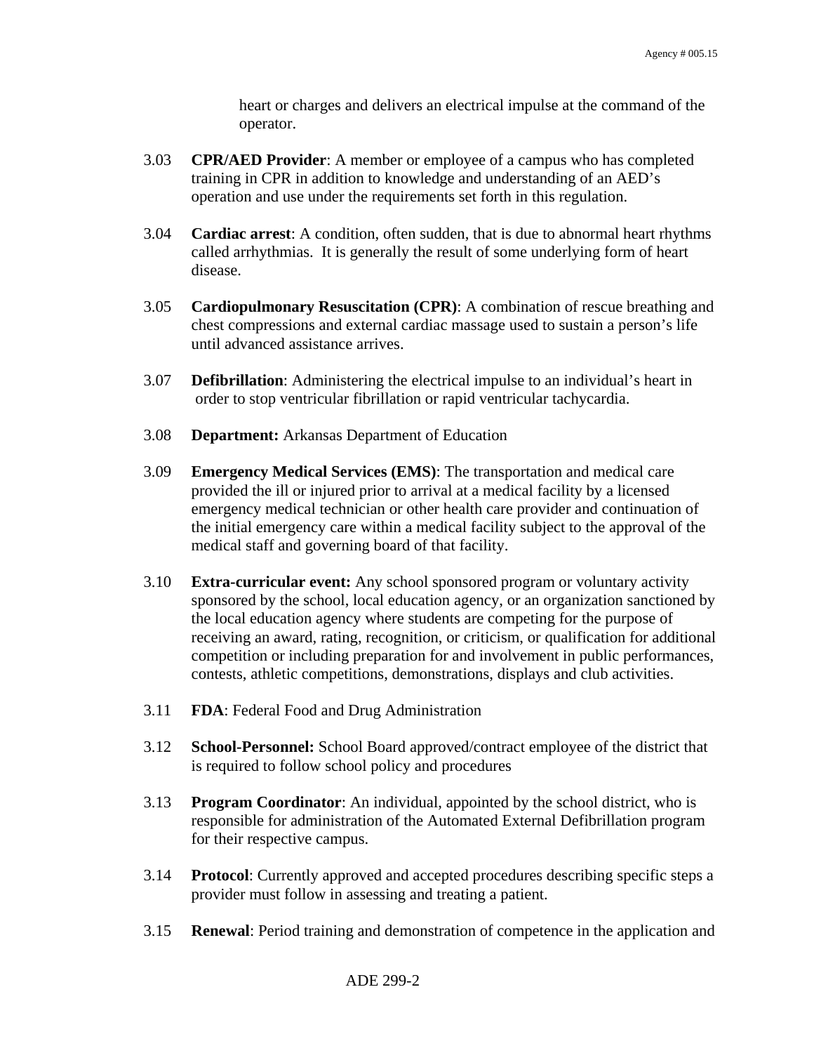heart or charges and delivers an electrical impulse at the command of the operator.

3.03 **CPR/AED Provider**: A member or employee of a campus who has completed training in CPR in addition to knowledge and understanding of an AED's operation and use under the requirements set forth in this regulation.

3.04 **Cardiac arrest**: A condition, often sudden, that is due to abnormal heart rhythms called arrhythmias. It is generally the result of some underlying form of heart disease.

3.05 **Cardiopulmonary Resuscitation (CPR)**: A combination of rescue breathing and chest compressions and external cardiac massage used to sustain a person's life until advanced assistance arrives.

3.07 **Defibrillation**: Administering the electrical impulse to an individual's heart in order to stop ventricular fibrillation or rapid ventricular tachycardia.

3.08 **Department:** Arkansas Department of Education

3.09 **Emergency Medical Services (EMS)**: The transportation and medical care provided the ill or injured prior to arrival at a medical facility by a licensed emergency medical technician or other health care provider and continuation of the initial emergency care within a medical facility subject to the approval of the medical staff and governing board of that facility.

3.10 **Extra-curricular event:** Any school sponsored program or voluntary activity sponsored by the school, local education agency, or an organization sanctioned by the local education agency where students are competing for the purpose of receiving an award, rating, recognition, or criticism, or qualification for additional competition or including preparation for and involvement in public performances, contests, athletic competitions, demonstrations, displays and club activities.

3.11 **FDA**: Federal Food and Drug Administration

3.12 **School-Personnel:** School Board approved/contract employee of the district that is required to follow school policy and procedures

3.13 **Program Coordinator**: An individual, appointed by the school district, who is responsible for administration of the Automated External Defibrillation program for their respective campus.

3.14 **Protocol**: Currently approved and accepted procedures describing specific steps a provider must follow in assessing and treating a patient.

3.15 **Renewal**: Period training and demonstration of competence in the application and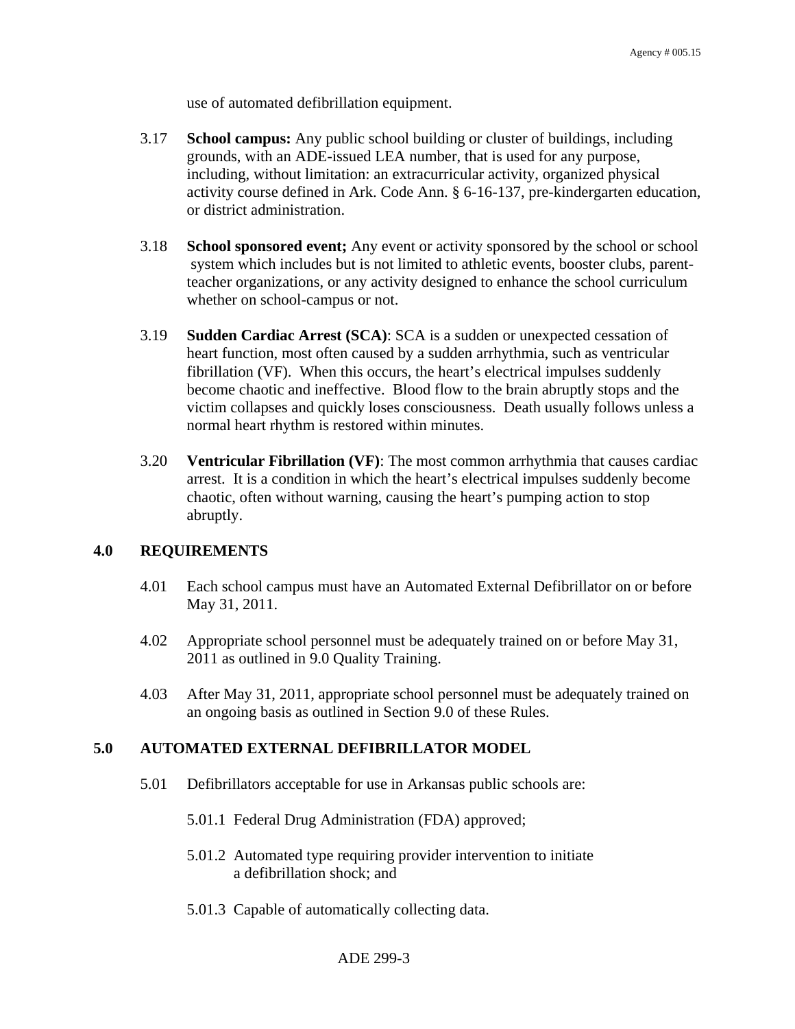use of automated defibrillation equipment.

3.17 **School campus:** Any public school building or cluster of buildings, including grounds, with an ADE-issued LEA number, that is used for any purpose, including, without limitation: an extracurricular activity, organized physical activity course defined in Ark. Code Ann. § 6-16-137, pre-kindergarten education, or district administration.

3.18 **School sponsored event;** Any event or activity sponsored by the school or school system which includes but is not limited to athletic events, booster clubs, parent-teacher organizations, or any activity designed to enhance the school curriculum whether on school-campus or not.

3.19 **Sudden Cardiac Arrest (SCA)**: SCA is a sudden or unexpected cessation of heart function, most often caused by a sudden arrhythmia, such as ventricular fibrillation (VF). When this occurs, the heart's electrical impulses suddenly become chaotic and ineffective. Blood flow to the brain abruptly stops and the victim collapses and quickly loses consciousness. Death usually follows unless a normal heart rhythm is restored within minutes.

3.20 **Ventricular Fibrillation (VF)**: The most common arrhythmia that causes cardiac arrest. It is a condition in which the heart's electrical impulses suddenly become chaotic, often without warning, causing the heart's pumping action to stop abruptly.

## 4.0 REQUIREMENTS

4.01 Each school campus must have an Automated External Defibrillator on or before May 31, 2011.

4.02 Appropriate school personnel must be adequately trained on or before May 31, 2011 as outlined in 9.0 Quality Training.

4.03 After May 31, 2011, appropriate school personnel must be adequately trained on an ongoing basis as outlined in Section 9.0 of these Rules.

## 5.0 AUTOMATED EXTERNAL DEFIBRILLATOR MODEL

5.01 Defibrillators acceptable for use in Arkansas public schools are:

5.01.1 Federal Drug Administration (FDA) approved;

5.01.2 Automated type requiring provider intervention to initiate a defibrillation shock; and

5.01.3 Capable of automatically collecting data.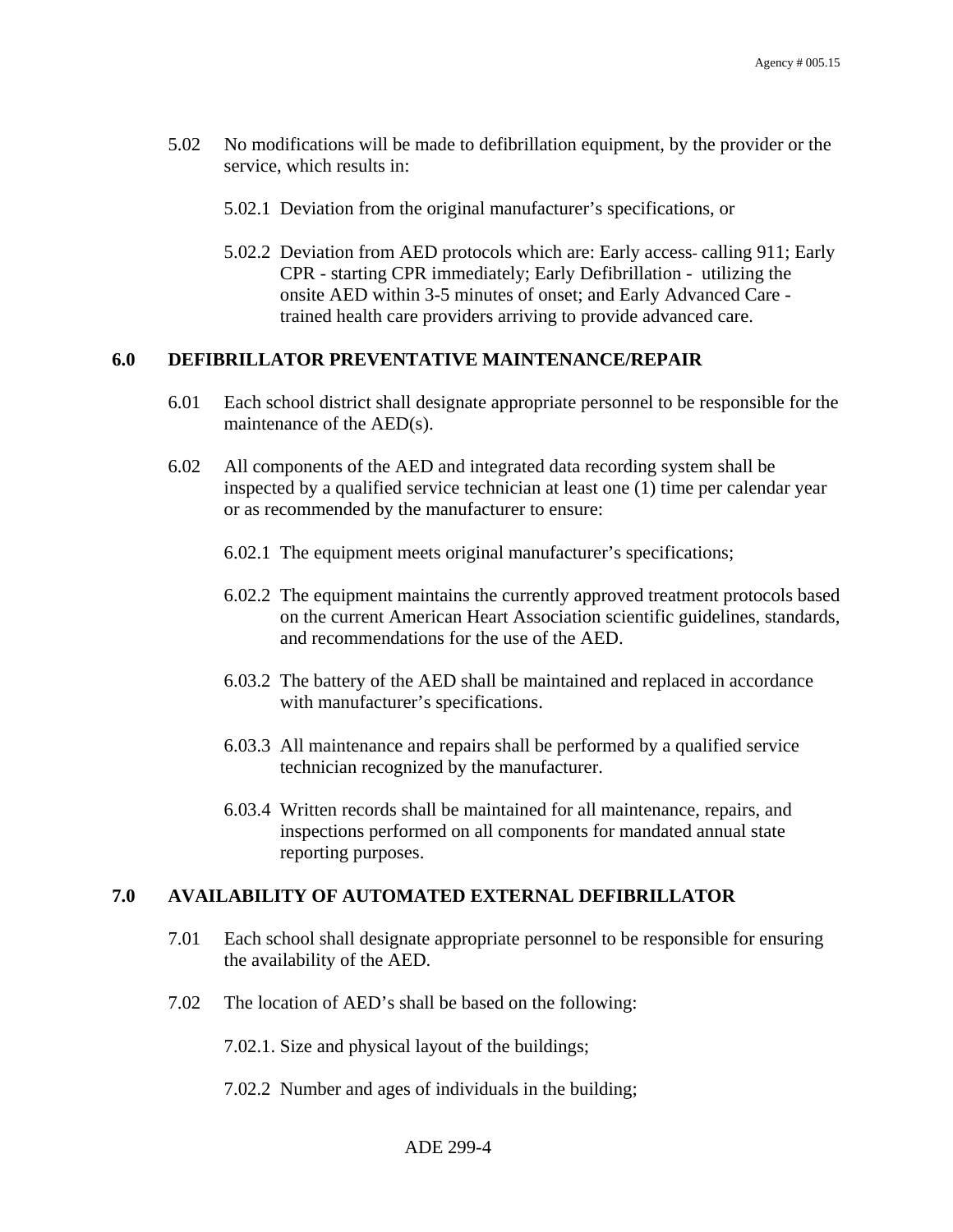5.02 No modifications will be made to defibrillation equipment, by the provider or the service, which results in:

5.02.1 Deviation from the original manufacturer's specifications, or

5.02.2 Deviation from AED protocols which are: Early access- calling 911; Early CPR - starting CPR immediately; Early Defibrillation - utilizing the onsite AED within 3-5 minutes of onset; and Early Advanced Care - trained health care providers arriving to provide advanced care.

## 6.0 DEFIBRILLATOR PREVENTATIVE MAINTENANCE/REPAIR

6.01 Each school district shall designate appropriate personnel to be responsible for the maintenance of the AED(s).

6.02 All components of the AED and integrated data recording system shall be inspected by a qualified service technician at least one (1) time per calendar year or as recommended by the manufacturer to ensure:

6.02.1 The equipment meets original manufacturer's specifications;

6.02.2 The equipment maintains the currently approved treatment protocols based on the current American Heart Association scientific guidelines, standards, and recommendations for the use of the AED.

6.03.2 The battery of the AED shall be maintained and replaced in accordance with manufacturer's specifications.

6.03.3 All maintenance and repairs shall be performed by a qualified service technician recognized by the manufacturer.

6.03.4 Written records shall be maintained for all maintenance, repairs, and inspections performed on all components for mandated annual state reporting purposes.

## 7.0 AVAILABILITY OF AUTOMATED EXTERNAL DEFIBRILLATOR

7.01 Each school shall designate appropriate personnel to be responsible for ensuring the availability of the AED.

7.02 The location of AED's shall be based on the following:

7.02.1. Size and physical layout of the buildings;

7.02.2 Number and ages of individuals in the building;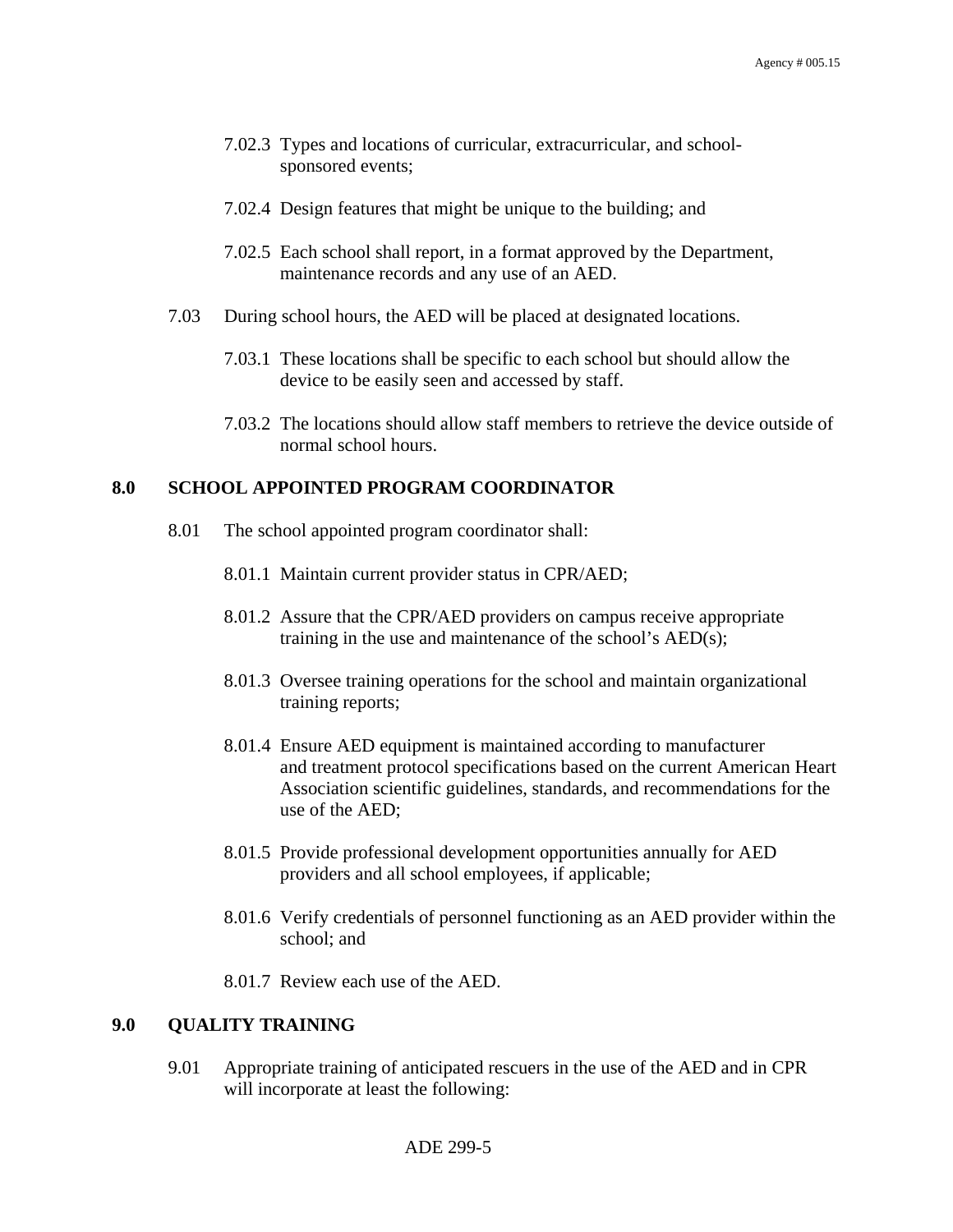7.02.3 Types and locations of curricular, extracurricular, and school-sponsored events;

7.02.4 Design features that might be unique to the building; and

7.02.5 Each school shall report, in a format approved by the Department, maintenance records and any use of an AED.

7.03 During school hours, the AED will be placed at designated locations.

7.03.1 These locations shall be specific to each school but should allow the device to be easily seen and accessed by staff.

7.03.2 The locations should allow staff members to retrieve the device outside of normal school hours.

## 8.0 SCHOOL APPOINTED PROGRAM COORDINATOR

8.01 The school appointed program coordinator shall:

8.01.1 Maintain current provider status in CPR/AED;

8.01.2 Assure that the CPR/AED providers on campus receive appropriate training in the use and maintenance of the school's AED(s);

8.01.3 Oversee training operations for the school and maintain organizational training reports;

8.01.4 Ensure AED equipment is maintained according to manufacturer and treatment protocol specifications based on the current American Heart Association scientific guidelines, standards, and recommendations for the use of the AED;

8.01.5 Provide professional development opportunities annually for AED providers and all school employees, if applicable;

8.01.6 Verify credentials of personnel functioning as an AED provider within the school; and

8.01.7 Review each use of the AED.

## 9.0 QUALITY TRAINING

9.01 Appropriate training of anticipated rescuers in the use of the AED and in CPR will incorporate at least the following: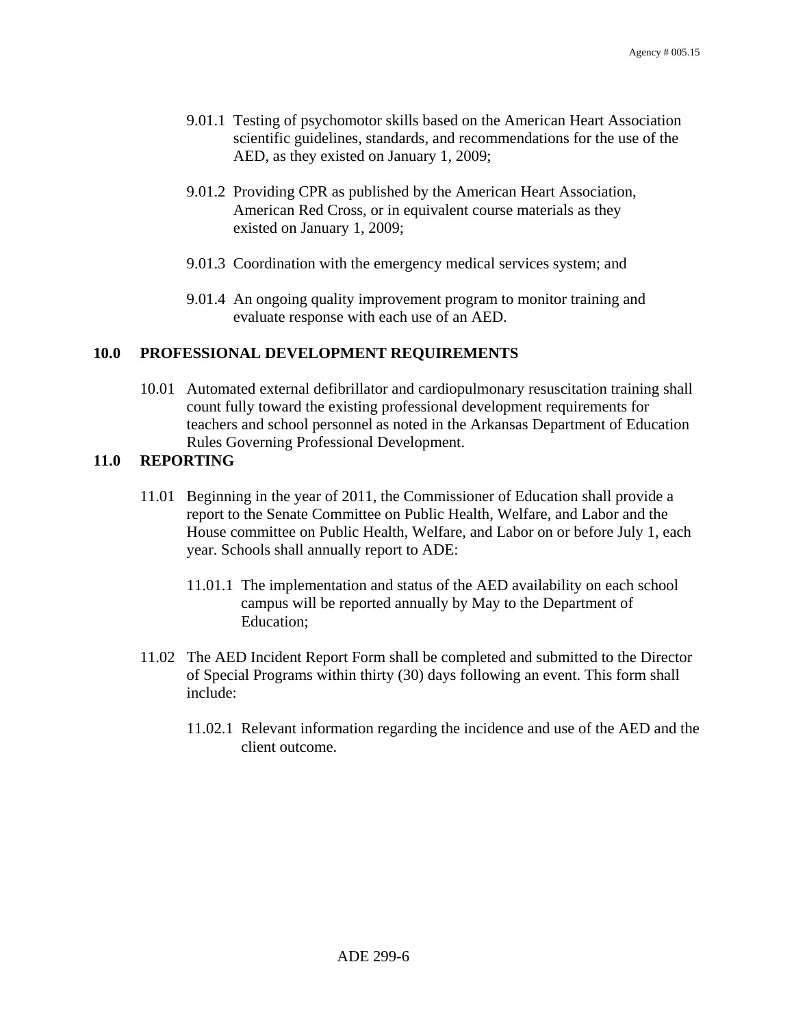9.01.1 Testing of psychomotor skills based on the American Heart Association scientific guidelines, standards, and recommendations for the use of the AED, as they existed on January 1, 2009;

9.01.2 Providing CPR as published by the American Heart Association, American Red Cross, or in equivalent course materials as they existed on January 1, 2009;

9.01.3 Coordination with the emergency medical services system; and

9.01.4 An ongoing quality improvement program to monitor training and evaluate response with each use of an AED.

## 10.0 PROFESSIONAL DEVELOPMENT REQUIREMENTS

10.01 Automated external defibrillator and cardiopulmonary resuscitation training shall count fully toward the existing professional development requirements for teachers and school personnel as noted in the Arkansas Department of Education Rules Governing Professional Development.

## 11.0 REPORTING

11.01 Beginning in the year of 2011, the Commissioner of Education shall provide a report to the Senate Committee on Public Health, Welfare, and Labor and the House committee on Public Health, Welfare, and Labor on or before July 1, each year. Schools shall annually report to ADE:

11.01.1 The implementation and status of the AED availability on each school campus will be reported annually by May to the Department of Education;

11.02 The AED Incident Report Form shall be completed and submitted to the Director of Special Programs within thirty (30) days following an event. This form shall include:

11.02.1 Relevant information regarding the incidence and use of the AED and the client outcome.